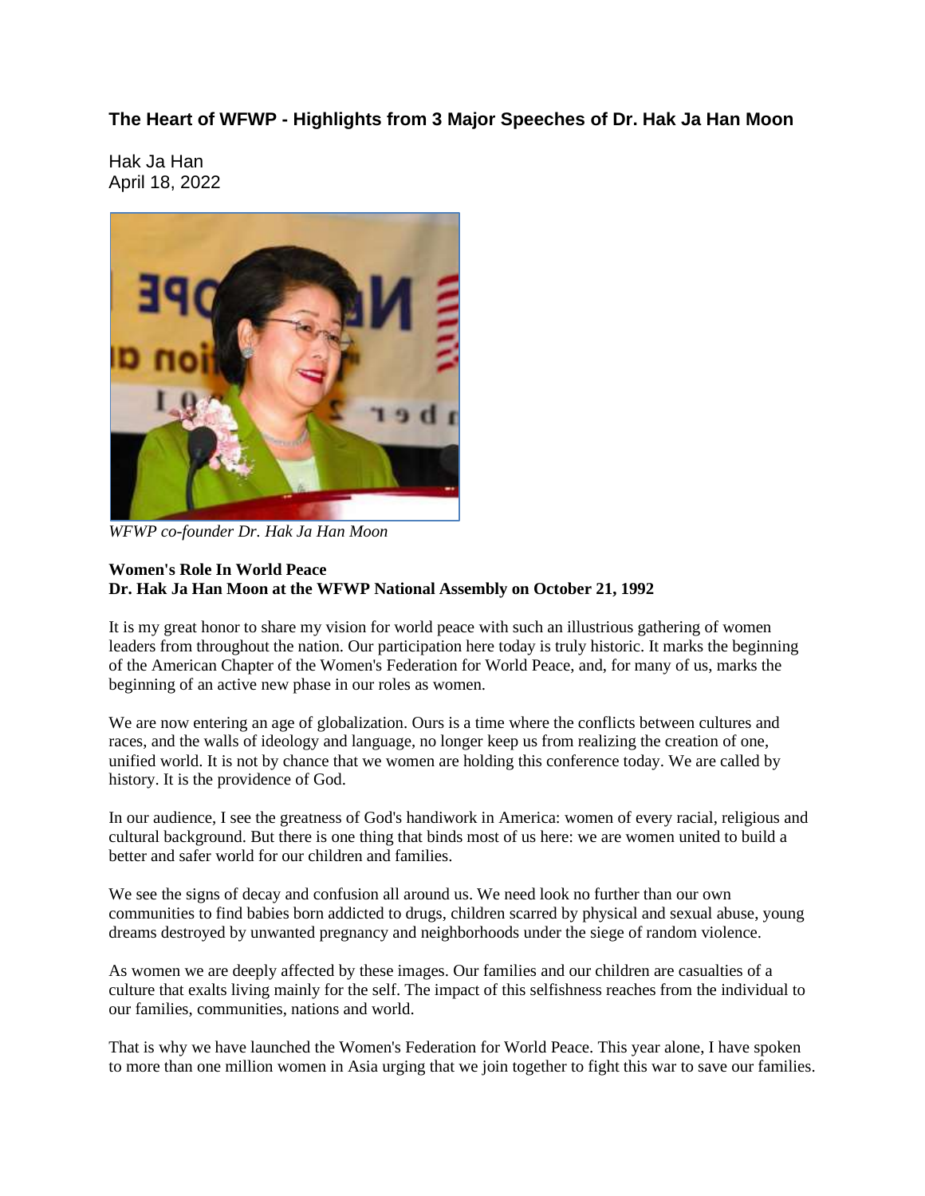## The Heart of WFWP - Highlights from 3 Major Speeches of Dr. Hak Ja Han Moon

Hak Ja Han
April 18, 2022

*WFWP co-founder Dr. Hak Ja Han Moon*

**Women's Role In World Peace**
**Dr. Hak Ja Han Moon at the WFWP National Assembly on October 21, 1992**

It is my great honor to share my vision for world peace with such an illustrious gathering of women leaders from throughout the nation. Our participation here today is truly historic. It marks the beginning of the American Chapter of the Women's Federation for World Peace, and, for many of us, marks the beginning of an active new phase in our roles as women.

We are now entering an age of globalization. Ours is a time where the conflicts between cultures and races, and the walls of ideology and language, no longer keep us from realizing the creation of one, unified world. It is not by chance that we women are holding this conference today. We are called by history. It is the providence of God.

In our audience, I see the greatness of God's handiwork in America: women of every racial, religious and cultural background. But there is one thing that binds most of us here: we are women united to build a better and safer world for our children and families.

We see the signs of decay and confusion all around us. We need look no further than our own communities to find babies born addicted to drugs, children scarred by physical and sexual abuse, young dreams destroyed by unwanted pregnancy and neighborhoods under the siege of random violence.

As women we are deeply affected by these images. Our families and our children are casualties of a culture that exalts living mainly for the self. The impact of this selfishness reaches from the individual to our families, communities, nations and world.

That is why we have launched the Women's Federation for World Peace. This year alone, I have spoken to more than one million women in Asia urging that we join together to fight this war to save our families.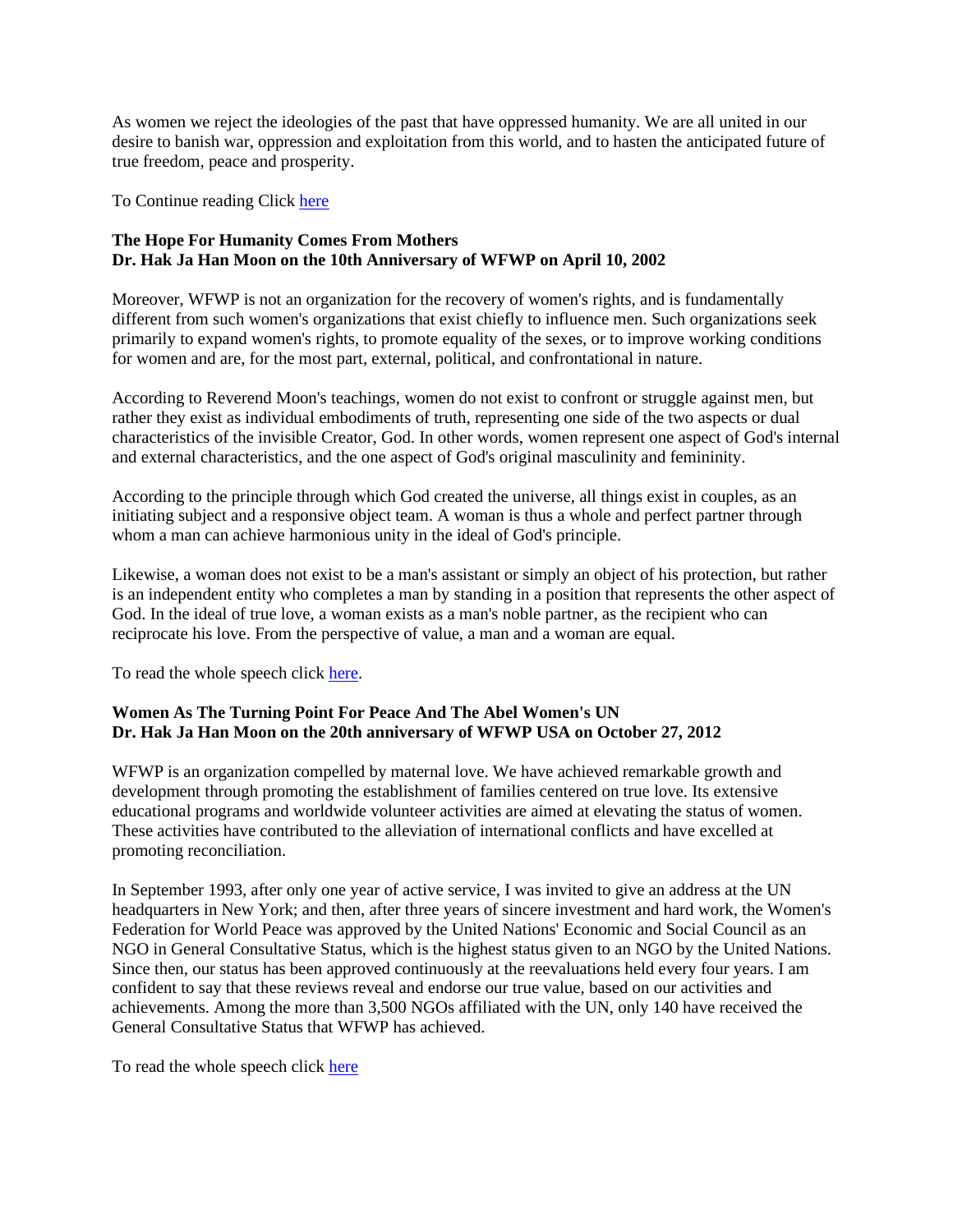As women we reject the ideologies of the past that have oppressed humanity. We are all united in our desire to banish war, oppression and exploitation from this world, and to hasten the anticipated future of true freedom, peace and prosperity.

To Continue reading Click here

**The Hope For Humanity Comes From Mothers**
**Dr. Hak Ja Han Moon on the 10th Anniversary of WFWP on April 10, 2002**

Moreover, WFWP is not an organization for the recovery of women's rights, and is fundamentally different from such women's organizations that exist chiefly to influence men. Such organizations seek primarily to expand women's rights, to promote equality of the sexes, or to improve working conditions for women and are, for the most part, external, political, and confrontational in nature.

According to Reverend Moon's teachings, women do not exist to confront or struggle against men, but rather they exist as individual embodiments of truth, representing one side of the two aspects or dual characteristics of the invisible Creator, God. In other words, women represent one aspect of God's internal and external characteristics, and the one aspect of God's original masculinity and femininity.

According to the principle through which God created the universe, all things exist in couples, as an initiating subject and a responsive object team. A woman is thus a whole and perfect partner through whom a man can achieve harmonious unity in the ideal of God's principle.

Likewise, a woman does not exist to be a man's assistant or simply an object of his protection, but rather is an independent entity who completes a man by standing in a position that represents the other aspect of God. In the ideal of true love, a woman exists as a man's noble partner, as the recipient who can reciprocate his love. From the perspective of value, a man and a woman are equal.

To read the whole speech click here.

**Women As The Turning Point For Peace And The Abel Women's UN**
**Dr. Hak Ja Han Moon on the 20th anniversary of WFWP USA on October 27, 2012**

WFWP is an organization compelled by maternal love. We have achieved remarkable growth and development through promoting the establishment of families centered on true love. Its extensive educational programs and worldwide volunteer activities are aimed at elevating the status of women. These activities have contributed to the alleviation of international conflicts and have excelled at promoting reconciliation.

In September 1993, after only one year of active service, I was invited to give an address at the UN headquarters in New York; and then, after three years of sincere investment and hard work, the Women's Federation for World Peace was approved by the United Nations' Economic and Social Council as an NGO in General Consultative Status, which is the highest status given to an NGO by the United Nations. Since then, our status has been approved continuously at the reevaluations held every four years. I am confident to say that these reviews reveal and endorse our true value, based on our activities and achievements. Among the more than 3,500 NGOs affiliated with the UN, only 140 have received the General Consultative Status that WFWP has achieved.

To read the whole speech click here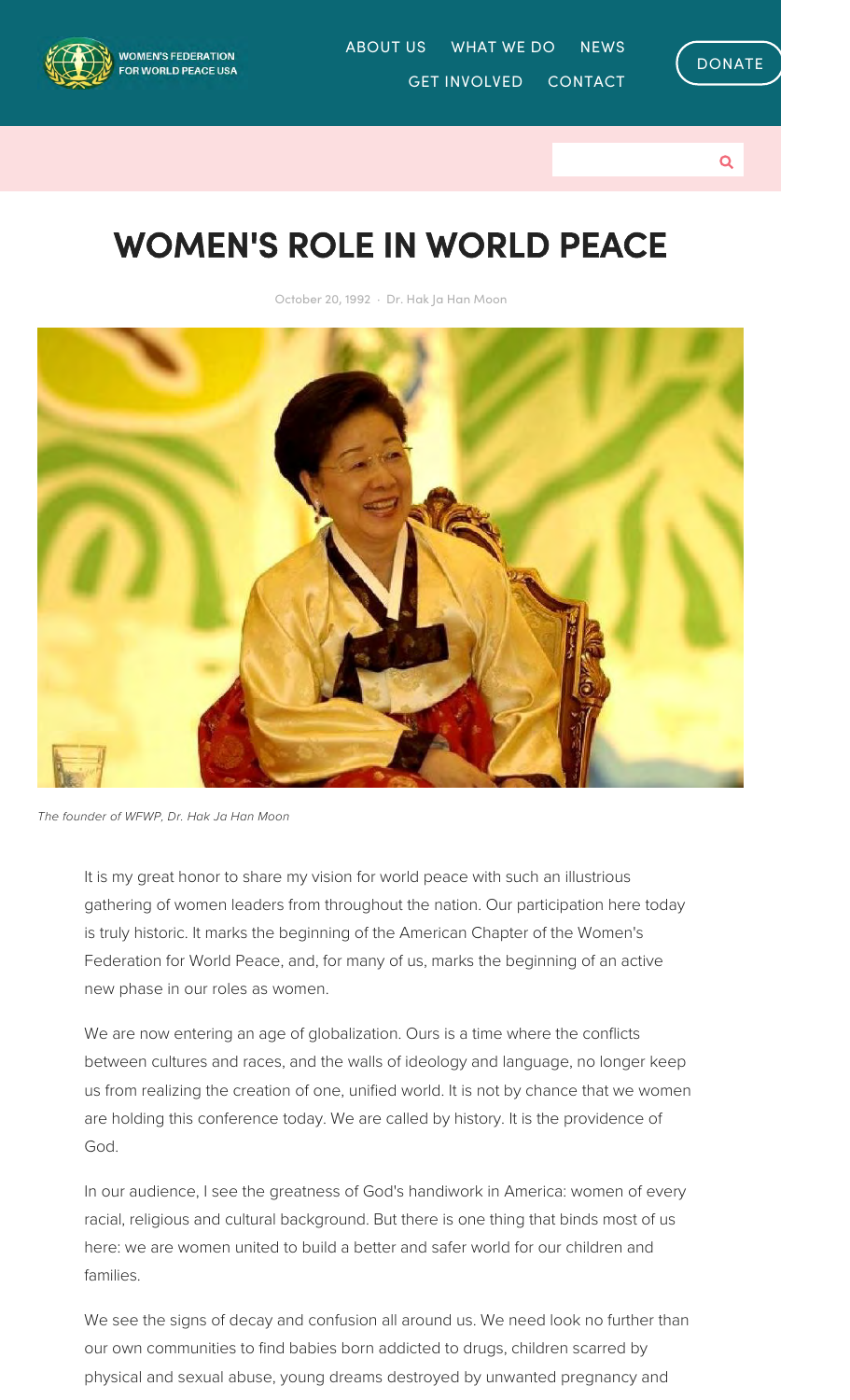# WOMEN'S ROLE IN WORLD PEACE

October 20, 1992 · Dr. Hak Ja Han Moon

*The founder of WFWP, Dr. Hak Ja Han Moon*

It is my great honor to share my vision for world peace with such an illustrious gathering of women leaders from throughout the nation. Our participation here today is truly historic. It marks the beginning of the American Chapter of the Women's Federation for World Peace, and, for many of us, marks the beginning of an active new phase in our roles as women.

We are now entering an age of globalization. Ours is a time where the conflicts between cultures and races, and the walls of ideology and language, no longer keep us from realizing the creation of one, unified world. It is not by chance that we women are holding this conference today. We are called by history. It is the providence of God.

In our audience, I see the greatness of God's handiwork in America: women of every racial, religious and cultural background. But there is one thing that binds most of us here: we are women united to build a better and safer world for our children and families.

We see the signs of decay and confusion all around us. We need look no further than our own communities to find babies born addicted to drugs, children scarred by physical and sexual abuse, young dreams destroyed by unwanted pregnancy and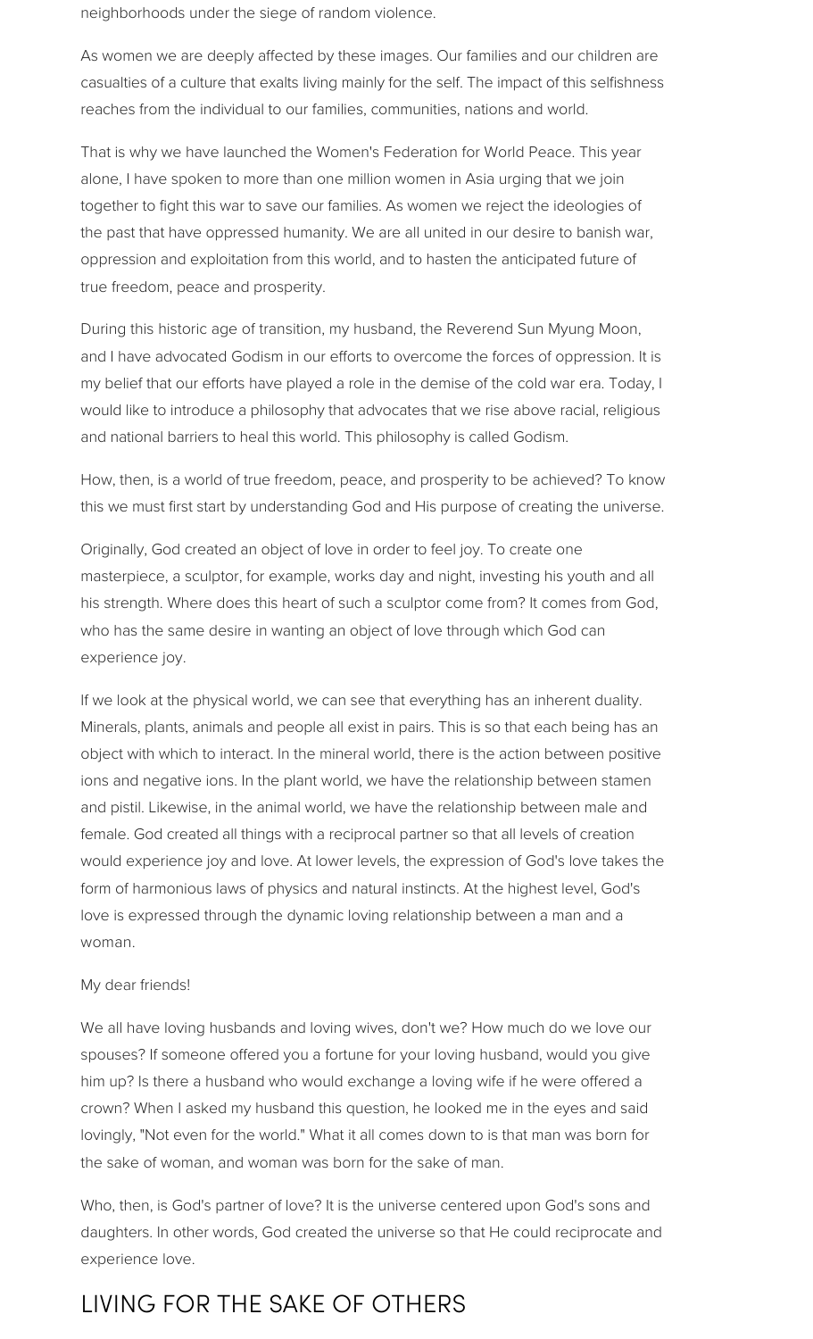neighborhoods under the siege of random violence.

As women we are deeply affected by these images. Our families and our children are casualties of a culture that exalts living mainly for the self. The impact of this selfishness reaches from the individual to our families, communities, nations and world.

That is why we have launched the Women's Federation for World Peace. This year alone, I have spoken to more than one million women in Asia urging that we join together to fight this war to save our families. As women we reject the ideologies of the past that have oppressed humanity. We are all united in our desire to banish war, oppression and exploitation from this world, and to hasten the anticipated future of true freedom, peace and prosperity.

During this historic age of transition, my husband, the Reverend Sun Myung Moon, and I have advocated Godism in our efforts to overcome the forces of oppression. It is my belief that our efforts have played a role in the demise of the cold war era. Today, I would like to introduce a philosophy that advocates that we rise above racial, religious and national barriers to heal this world. This philosophy is called Godism.

How, then, is a world of true freedom, peace, and prosperity to be achieved? To know this we must first start by understanding God and His purpose of creating the universe.

Originally, God created an object of love in order to feel joy. To create one masterpiece, a sculptor, for example, works day and night, investing his youth and all his strength. Where does this heart of such a sculptor come from? It comes from God, who has the same desire in wanting an object of love through which God can experience joy.

If we look at the physical world, we can see that everything has an inherent duality. Minerals, plants, animals and people all exist in pairs. This is so that each being has an object with which to interact. In the mineral world, there is the action between positive ions and negative ions. In the plant world, we have the relationship between stamen and pistil. Likewise, in the animal world, we have the relationship between male and female. God created all things with a reciprocal partner so that all levels of creation would experience joy and love. At lower levels, the expression of God's love takes the form of harmonious laws of physics and natural instincts. At the highest level, God's love is expressed through the dynamic loving relationship between a man and a woman.

My dear friends!

We all have loving husbands and loving wives, don't we? How much do we love our spouses? If someone offered you a fortune for your loving husband, would you give him up? Is there a husband who would exchange a loving wife if he were offered a crown? When I asked my husband this question, he looked me in the eyes and said lovingly, "Not even for the world." What it all comes down to is that man was born for the sake of woman, and woman was born for the sake of man.

Who, then, is God's partner of love? It is the universe centered upon God's sons and daughters. In other words, God created the universe so that He could reciprocate and experience love.

## LIVING FOR THE SAKE OF OTHERS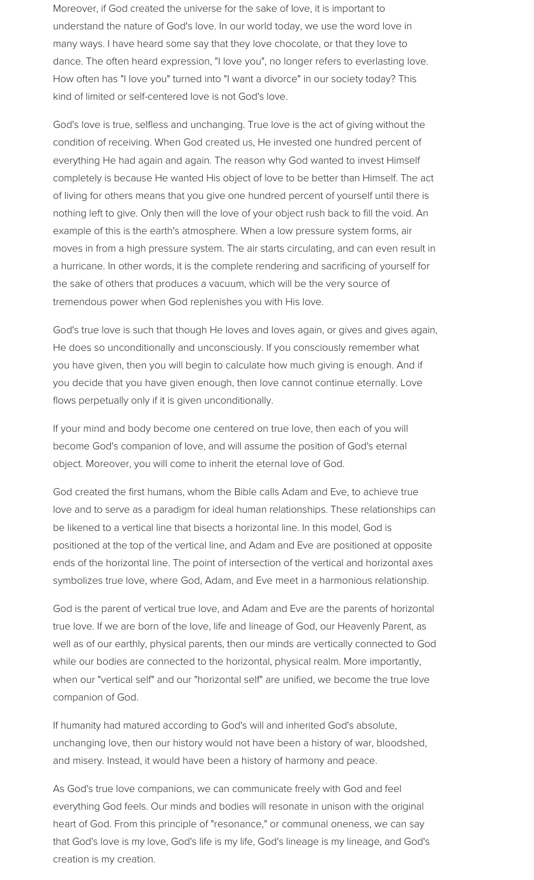Moreover, if God created the universe for the sake of love, it is important to understand the nature of God's love. In our world today, we use the word love in many ways. I have heard some say that they love chocolate, or that they love to dance. The often heard expression, "I love you", no longer refers to everlasting love. How often has "I love you" turned into "I want a divorce" in our society today? This kind of limited or self-centered love is not God's love.

God's love is true, selfless and unchanging. True love is the act of giving without the condition of receiving. When God created us, He invested one hundred percent of everything He had again and again. The reason why God wanted to invest Himself completely is because He wanted His object of love to be better than Himself. The act of living for others means that you give one hundred percent of yourself until there is nothing left to give. Only then will the love of your object rush back to fill the void. An example of this is the earth's atmosphere. When a low pressure system forms, air moves in from a high pressure system. The air starts circulating, and can even result in a hurricane. In other words, it is the complete rendering and sacrificing of yourself for the sake of others that produces a vacuum, which will be the very source of tremendous power when God replenishes you with His love.

God's true love is such that though He loves and loves again, or gives and gives again, He does so unconditionally and unconsciously. If you consciously remember what you have given, then you will begin to calculate how much giving is enough. And if you decide that you have given enough, then love cannot continue eternally. Love flows perpetually only if it is given unconditionally.

If your mind and body become one centered on true love, then each of you will become God's companion of love, and will assume the position of God's eternal object. Moreover, you will come to inherit the eternal love of God.

God created the first humans, whom the Bible calls Adam and Eve, to achieve true love and to serve as a paradigm for ideal human relationships. These relationships can be likened to a vertical line that bisects a horizontal line. In this model, God is positioned at the top of the vertical line, and Adam and Eve are positioned at opposite ends of the horizontal line. The point of intersection of the vertical and horizontal axes symbolizes true love, where God, Adam, and Eve meet in a harmonious relationship.

God is the parent of vertical true love, and Adam and Eve are the parents of horizontal true love. If we are born of the love, life and lineage of God, our Heavenly Parent, as well as of our earthly, physical parents, then our minds are vertically connected to God while our bodies are connected to the horizontal, physical realm. More importantly, when our "vertical self" and our "horizontal self" are unified, we become the true love companion of God.

If humanity had matured according to God's will and inherited God's absolute, unchanging love, then our history would not have been a history of war, bloodshed, and misery. Instead, it would have been a history of harmony and peace.

As God's true love companions, we can communicate freely with God and feel everything God feels. Our minds and bodies will resonate in unison with the original heart of God. From this principle of "resonance," or communal oneness, we can say that God's love is my love, God's life is my life, God's lineage is my lineage, and God's creation is my creation.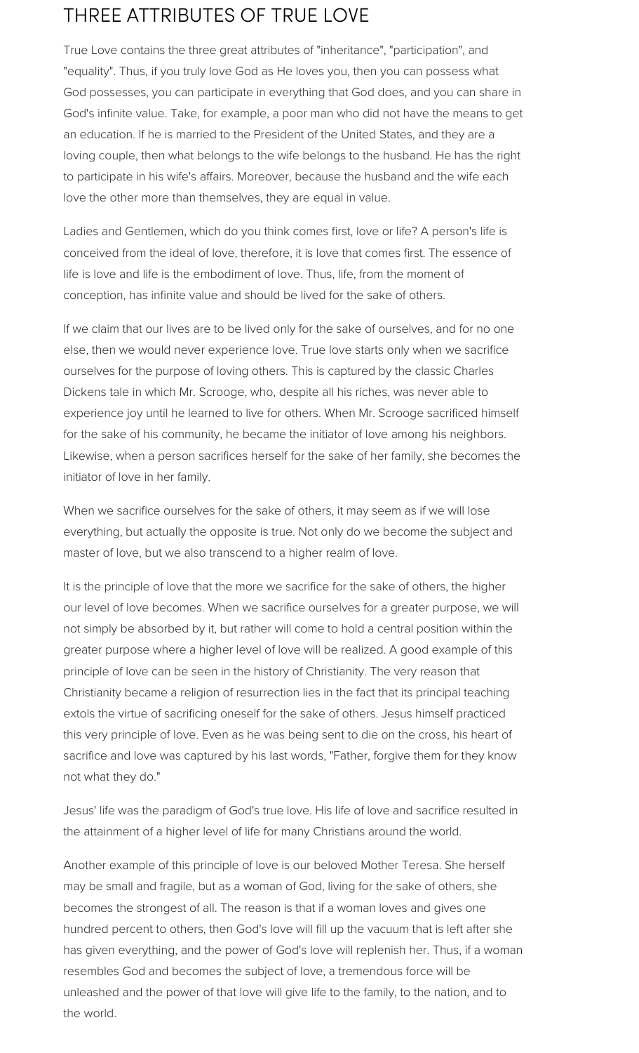# THREE ATTRIBUTES OF TRUE LOVE

True Love contains the three great attributes of "inheritance", "participation", and "equality". Thus, if you truly love God as He loves you, then you can possess what God possesses, you can participate in everything that God does, and you can share in God's infinite value. Take, for example, a poor man who did not have the means to get an education. If he is married to the President of the United States, and they are a loving couple, then what belongs to the wife belongs to the husband. He has the right to participate in his wife's affairs. Moreover, because the husband and the wife each love the other more than themselves, they are equal in value.

Ladies and Gentlemen, which do you think comes first, love or life? A person's life is conceived from the ideal of love, therefore, it is love that comes first. The essence of life is love and life is the embodiment of love. Thus, life, from the moment of conception, has infinite value and should be lived for the sake of others.

If we claim that our lives are to be lived only for the sake of ourselves, and for no one else, then we would never experience love. True love starts only when we sacrifice ourselves for the purpose of loving others. This is captured by the classic Charles Dickens tale in which Mr. Scrooge, who, despite all his riches, was never able to experience joy until he learned to live for others. When Mr. Scrooge sacrificed himself for the sake of his community, he became the initiator of love among his neighbors. Likewise, when a person sacrifices herself for the sake of her family, she becomes the initiator of love in her family.

When we sacrifice ourselves for the sake of others, it may seem as if we will lose everything, but actually the opposite is true. Not only do we become the subject and master of love, but we also transcend to a higher realm of love.

It is the principle of love that the more we sacrifice for the sake of others, the higher our level of love becomes. When we sacrifice ourselves for a greater purpose, we will not simply be absorbed by it, but rather will come to hold a central position within the greater purpose where a higher level of love will be realized. A good example of this principle of love can be seen in the history of Christianity. The very reason that Christianity became a religion of resurrection lies in the fact that its principal teaching extols the virtue of sacrificing oneself for the sake of others. Jesus himself practiced this very principle of love. Even as he was being sent to die on the cross, his heart of sacrifice and love was captured by his last words, "Father, forgive them for they know not what they do."

Jesus' life was the paradigm of God's true love. His life of love and sacrifice resulted in the attainment of a higher level of life for many Christians around the world.

Another example of this principle of love is our beloved Mother Teresa. She herself may be small and fragile, but as a woman of God, living for the sake of others, she becomes the strongest of all. The reason is that if a woman loves and gives one hundred percent to others, then God's love will fill up the vacuum that is left after she has given everything, and the power of God's love will replenish her. Thus, if a woman resembles God and becomes the subject of love, a tremendous force will be unleashed and the power of that love will give life to the family, to the nation, and to the world.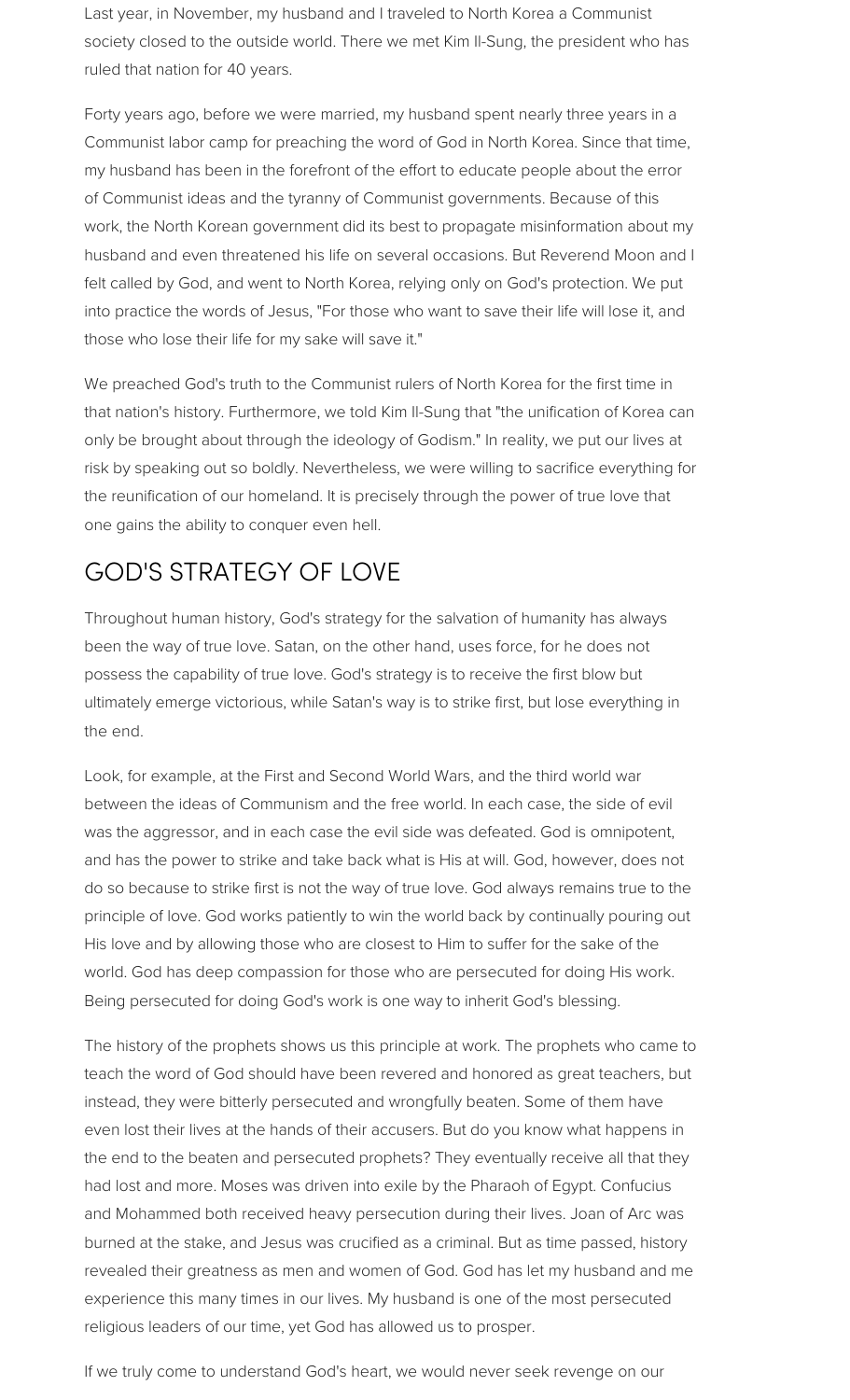Last year, in November, my husband and I traveled to North Korea a Communist society closed to the outside world. There we met Kim Il-Sung, the president who has ruled that nation for 40 years.

Forty years ago, before we were married, my husband spent nearly three years in a Communist labor camp for preaching the word of God in North Korea. Since that time, my husband has been in the forefront of the effort to educate people about the error of Communist ideas and the tyranny of Communist governments. Because of this work, the North Korean government did its best to propagate misinformation about my husband and even threatened his life on several occasions. But Reverend Moon and I felt called by God, and went to North Korea, relying only on God's protection. We put into practice the words of Jesus, "For those who want to save their life will lose it, and those who lose their life for my sake will save it."

We preached God's truth to the Communist rulers of North Korea for the first time in that nation's history. Furthermore, we told Kim Il-Sung that "the unification of Korea can only be brought about through the ideology of Godism." In reality, we put our lives at risk by speaking out so boldly. Nevertheless, we were willing to sacrifice everything for the reunification of our homeland. It is precisely through the power of true love that one gains the ability to conquer even hell.

## GOD'S STRATEGY OF LOVE

Throughout human history, God's strategy for the salvation of humanity has always been the way of true love. Satan, on the other hand, uses force, for he does not possess the capability of true love. God's strategy is to receive the first blow but ultimately emerge victorious, while Satan's way is to strike first, but lose everything in the end.

Look, for example, at the First and Second World Wars, and the third world war between the ideas of Communism and the free world. In each case, the side of evil was the aggressor, and in each case the evil side was defeated. God is omnipotent, and has the power to strike and take back what is His at will. God, however, does not do so because to strike first is not the way of true love. God always remains true to the principle of love. God works patiently to win the world back by continually pouring out His love and by allowing those who are closest to Him to suffer for the sake of the world. God has deep compassion for those who are persecuted for doing His work. Being persecuted for doing God's work is one way to inherit God's blessing.

The history of the prophets shows us this principle at work. The prophets who came to teach the word of God should have been revered and honored as great teachers, but instead, they were bitterly persecuted and wrongfully beaten. Some of them have even lost their lives at the hands of their accusers. But do you know what happens in the end to the beaten and persecuted prophets? They eventually receive all that they had lost and more. Moses was driven into exile by the Pharaoh of Egypt. Confucius and Mohammed both received heavy persecution during their lives. Joan of Arc was burned at the stake, and Jesus was crucified as a criminal. But as time passed, history revealed their greatness as men and women of God. God has let my husband and me experience this many times in our lives. My husband is one of the most persecuted religious leaders of our time, yet God has allowed us to prosper.

If we truly come to understand God's heart, we would never seek revenge on our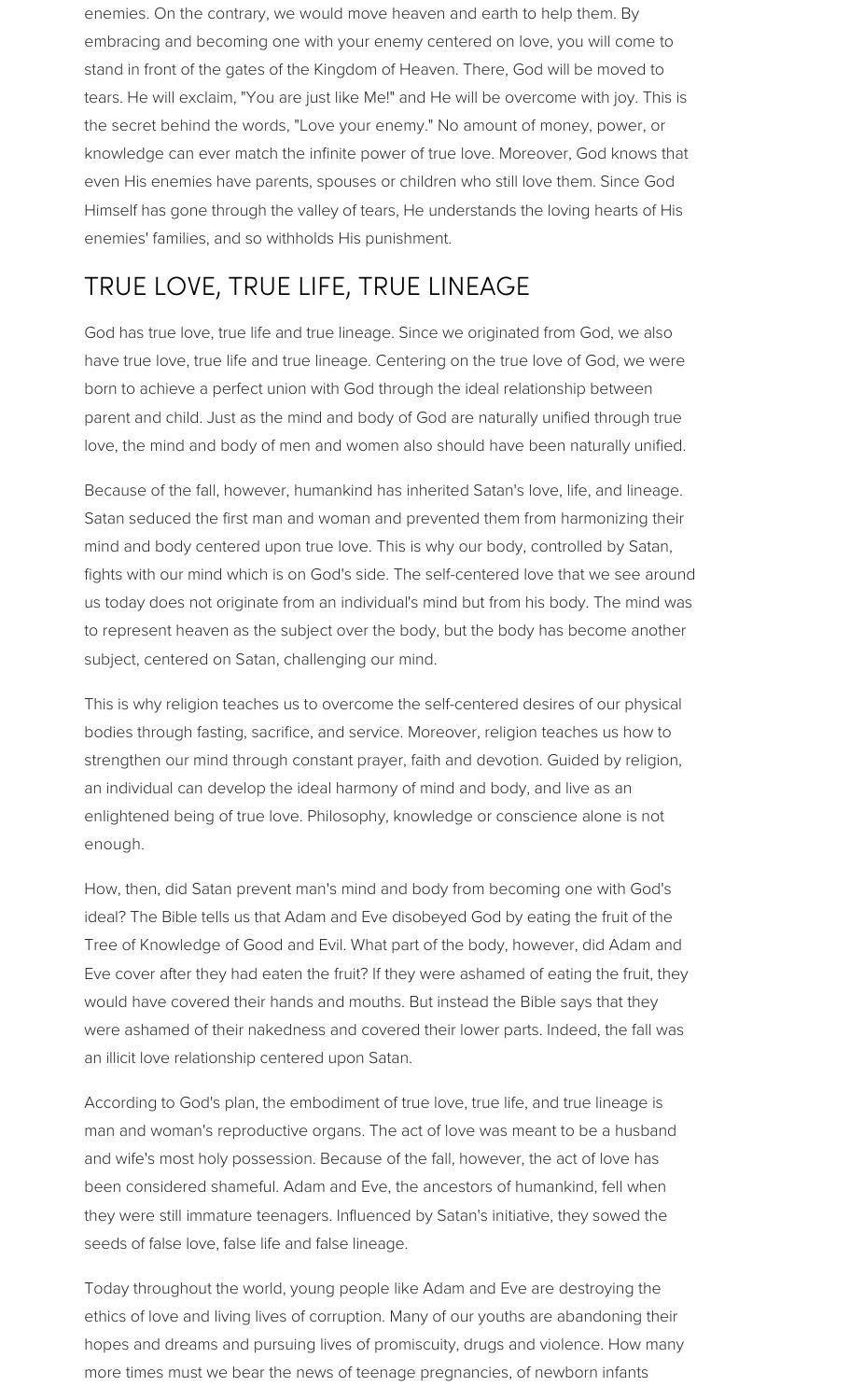enemies. On the contrary, we would move heaven and earth to help them. By embracing and becoming one with your enemy centered on love, you will come to stand in front of the gates of the Kingdom of Heaven. There, God will be moved to tears. He will exclaim, "You are just like Me!" and He will be overcome with joy. This is the secret behind the words, "Love your enemy." No amount of money, power, or knowledge can ever match the infinite power of true love. Moreover, God knows that even His enemies have parents, spouses or children who still love them. Since God Himself has gone through the valley of tears, He understands the loving hearts of His enemies' families, and so withholds His punishment.

## TRUE LOVE, TRUE LIFE, TRUE LINEAGE

God has true love, true life and true lineage. Since we originated from God, we also have true love, true life and true lineage. Centering on the true love of God, we were born to achieve a perfect union with God through the ideal relationship between parent and child. Just as the mind and body of God are naturally unified through true love, the mind and body of men and women also should have been naturally unified.

Because of the fall, however, humankind has inherited Satan's love, life, and lineage. Satan seduced the first man and woman and prevented them from harmonizing their mind and body centered upon true love. This is why our body, controlled by Satan, fights with our mind which is on God's side. The self-centered love that we see around us today does not originate from an individual's mind but from his body. The mind was to represent heaven as the subject over the body, but the body has become another subject, centered on Satan, challenging our mind.

This is why religion teaches us to overcome the self-centered desires of our physical bodies through fasting, sacrifice, and service. Moreover, religion teaches us how to strengthen our mind through constant prayer, faith and devotion. Guided by religion, an individual can develop the ideal harmony of mind and body, and live as an enlightened being of true love. Philosophy, knowledge or conscience alone is not enough.

How, then, did Satan prevent man's mind and body from becoming one with God's ideal? The Bible tells us that Adam and Eve disobeyed God by eating the fruit of the Tree of Knowledge of Good and Evil. What part of the body, however, did Adam and Eve cover after they had eaten the fruit? If they were ashamed of eating the fruit, they would have covered their hands and mouths. But instead the Bible says that they were ashamed of their nakedness and covered their lower parts. Indeed, the fall was an illicit love relationship centered upon Satan.

According to God's plan, the embodiment of true love, true life, and true lineage is man and woman's reproductive organs. The act of love was meant to be a husband and wife's most holy possession. Because of the fall, however, the act of love has been considered shameful. Adam and Eve, the ancestors of humankind, fell when they were still immature teenagers. Influenced by Satan's initiative, they sowed the seeds of false love, false life and false lineage.

Today throughout the world, young people like Adam and Eve are destroying the ethics of love and living lives of corruption. Many of our youths are abandoning their hopes and dreams and pursuing lives of promiscuity, drugs and violence. How many more times must we bear the news of teenage pregnancies, of newborn infants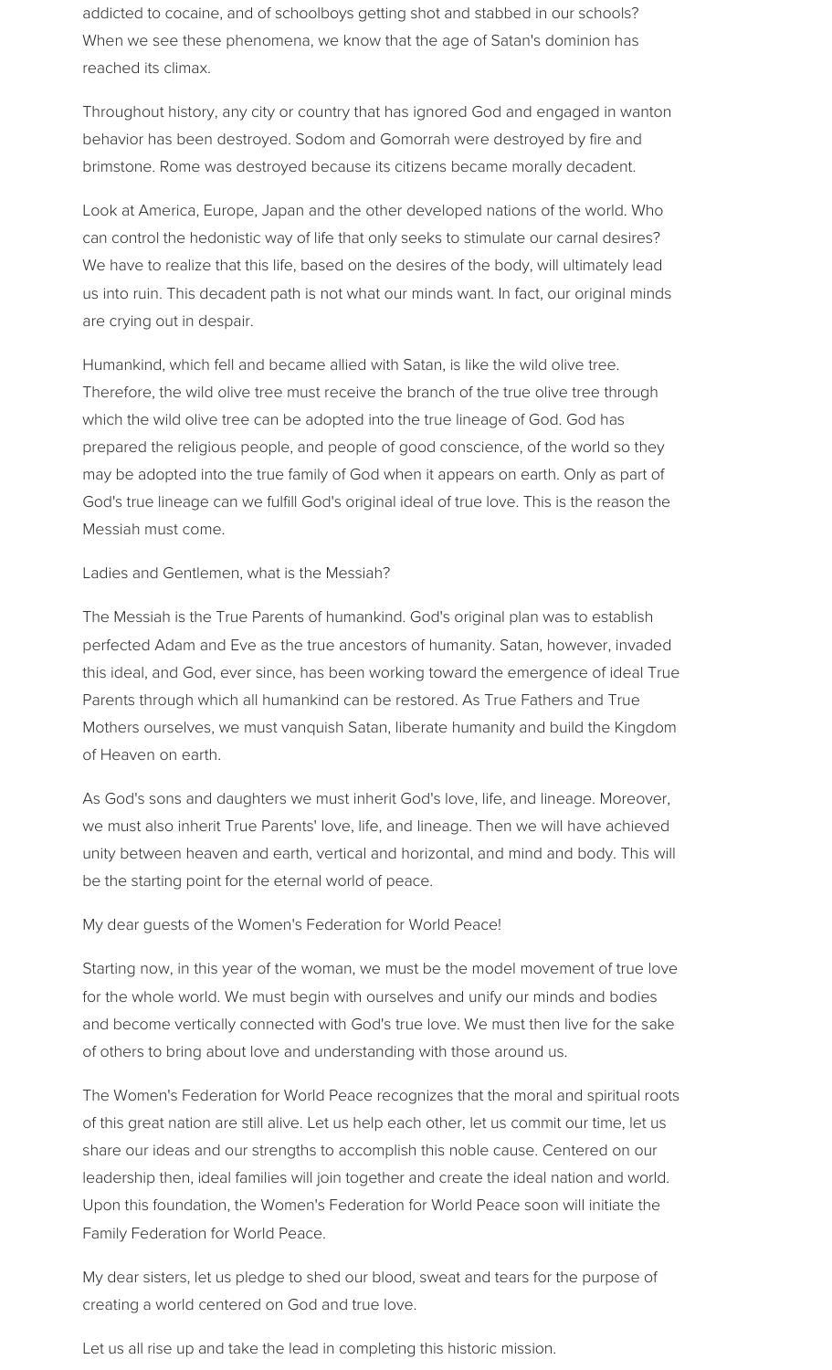addicted to cocaine, and of schoolboys getting shot and stabbed in our schools? When we see these phenomena, we know that the age of Satan's dominion has reached its climax.

Throughout history, any city or country that has ignored God and engaged in wanton behavior has been destroyed. Sodom and Gomorrah were destroyed by fire and brimstone. Rome was destroyed because its citizens became morally decadent.

Look at America, Europe, Japan and the other developed nations of the world. Who can control the hedonistic way of life that only seeks to stimulate our carnal desires? We have to realize that this life, based on the desires of the body, will ultimately lead us into ruin. This decadent path is not what our minds want. In fact, our original minds are crying out in despair.

Humankind, which fell and became allied with Satan, is like the wild olive tree. Therefore, the wild olive tree must receive the branch of the true olive tree through which the wild olive tree can be adopted into the true lineage of God. God has prepared the religious people, and people of good conscience, of the world so they may be adopted into the true family of God when it appears on earth. Only as part of God's true lineage can we fulfill God's original ideal of true love. This is the reason the Messiah must come.

Ladies and Gentlemen, what is the Messiah?

The Messiah is the True Parents of humankind. God's original plan was to establish perfected Adam and Eve as the true ancestors of humanity. Satan, however, invaded this ideal, and God, ever since, has been working toward the emergence of ideal True Parents through which all humankind can be restored. As True Fathers and True Mothers ourselves, we must vanquish Satan, liberate humanity and build the Kingdom of Heaven on earth.

As God's sons and daughters we must inherit God's love, life, and lineage. Moreover, we must also inherit True Parents' love, life, and lineage. Then we will have achieved unity between heaven and earth, vertical and horizontal, and mind and body. This will be the starting point for the eternal world of peace.

My dear guests of the Women's Federation for World Peace!

Starting now, in this year of the woman, we must be the model movement of true love for the whole world. We must begin with ourselves and unify our minds and bodies and become vertically connected with God's true love. We must then live for the sake of others to bring about love and understanding with those around us.

The Women's Federation for World Peace recognizes that the moral and spiritual roots of this great nation are still alive. Let us help each other, let us commit our time, let us share our ideas and our strengths to accomplish this noble cause. Centered on our leadership then, ideal families will join together and create the ideal nation and world. Upon this foundation, the Women's Federation for World Peace soon will initiate the Family Federation for World Peace.

My dear sisters, let us pledge to shed our blood, sweat and tears for the purpose of creating a world centered on God and true love.

Let us all rise up and take the lead in completing this historic mission.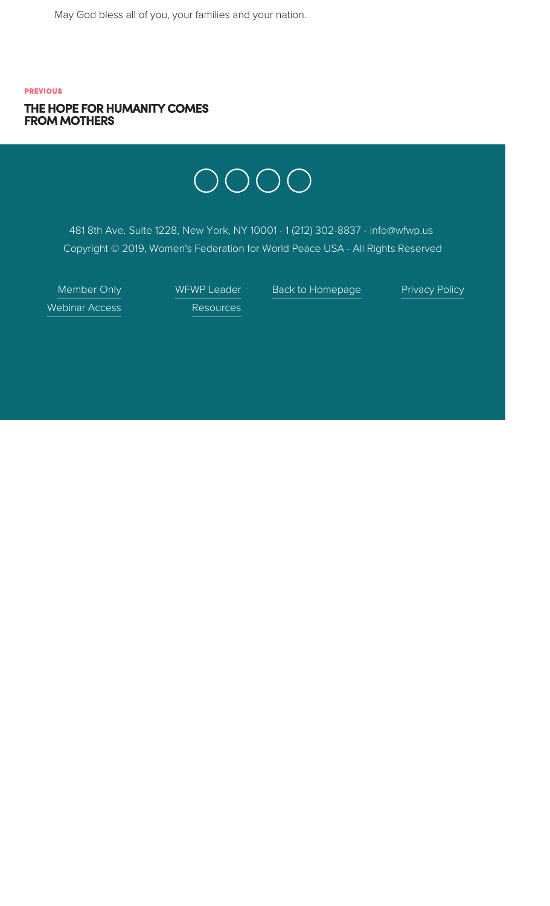May God bless all of you, your families and your nation.

**PREVIOUS**

**THE HOPE FOR HUMANITY COMES FROM MOTHERS**

481 8th Ave. Suite 1228, New York, NY 10001 - 1 (212) 302-8837 - info@wfwp.us

Copyright © 2019, Women's Federation for World Peace USA - All Rights Reserved

Member Only Webinar Access

WFWP Leader Resources

Back to Homepage

Privacy Policy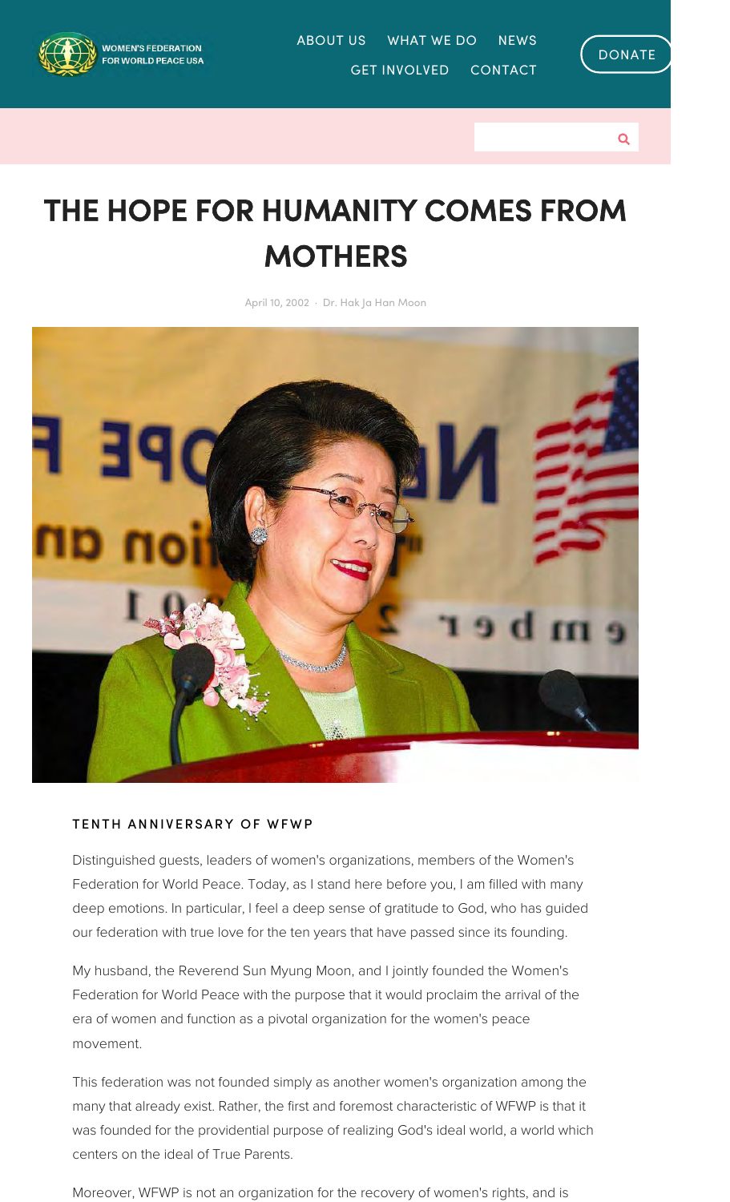WOMEN'S FEDERATION FOR WORLD PEACE USA

ABOUT US WHAT WE DO NEWS GET INVOLVED CONTACT DONATE

# THE HOPE FOR HUMANITY COMES FROM MOTHERS

April 10, 2002 · Dr. Hak Ja Han Moon

## TENTH ANNIVERSARY OF WFWP

Distinguished guests, leaders of women's organizations, members of the Women's Federation for World Peace. Today, as I stand here before you, I am filled with many deep emotions. In particular, I feel a deep sense of gratitude to God, who has guided our federation with true love for the ten years that have passed since its founding.

My husband, the Reverend Sun Myung Moon, and I jointly founded the Women's Federation for World Peace with the purpose that it would proclaim the arrival of the era of women and function as a pivotal organization for the women's peace movement.

This federation was not founded simply as another women's organization among the many that already exist. Rather, the first and foremost characteristic of WFWP is that it was founded for the providential purpose of realizing God's ideal world, a world which centers on the ideal of True Parents.

Moreover, WFWP is not an organization for the recovery of women's rights, and is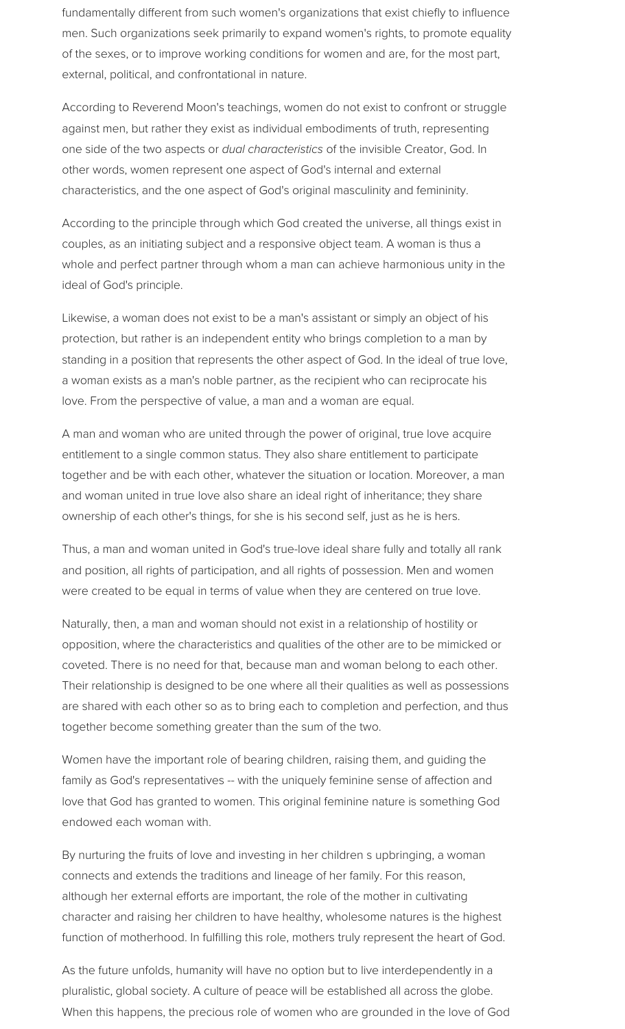fundamentally different from such women's organizations that exist chiefly to influence men. Such organizations seek primarily to expand women's rights, to promote equality of the sexes, or to improve working conditions for women and are, for the most part, external, political, and confrontational in nature.

According to Reverend Moon's teachings, women do not exist to confront or struggle against men, but rather they exist as individual embodiments of truth, representing one side of the two aspects or *dual characteristics* of the invisible Creator, God. In other words, women represent one aspect of God's internal and external characteristics, and the one aspect of God's original masculinity and femininity.

According to the principle through which God created the universe, all things exist in couples, as an initiating subject and a responsive object team. A woman is thus a whole and perfect partner through whom a man can achieve harmonious unity in the ideal of God's principle.

Likewise, a woman does not exist to be a man's assistant or simply an object of his protection, but rather is an independent entity who brings completion to a man by standing in a position that represents the other aspect of God. In the ideal of true love, a woman exists as a man's noble partner, as the recipient who can reciprocate his love. From the perspective of value, a man and a woman are equal.

A man and woman who are united through the power of original, true love acquire entitlement to a single common status. They also share entitlement to participate together and be with each other, whatever the situation or location. Moreover, a man and woman united in true love also share an ideal right of inheritance; they share ownership of each other's things, for she is his second self, just as he is hers.

Thus, a man and woman united in God's true-love ideal share fully and totally all rank and position, all rights of participation, and all rights of possession. Men and women were created to be equal in terms of value when they are centered on true love.

Naturally, then, a man and woman should not exist in a relationship of hostility or opposition, where the characteristics and qualities of the other are to be mimicked or coveted. There is no need for that, because man and woman belong to each other. Their relationship is designed to be one where all their qualities as well as possessions are shared with each other so as to bring each to completion and perfection, and thus together become something greater than the sum of the two.

Women have the important role of bearing children, raising them, and guiding the family as God's representatives -- with the uniquely feminine sense of affection and love that God has granted to women. This original feminine nature is something God endowed each woman with.

By nurturing the fruits of love and investing in her children s upbringing, a woman connects and extends the traditions and lineage of her family. For this reason, although her external efforts are important, the role of the mother in cultivating character and raising her children to have healthy, wholesome natures is the highest function of motherhood. In fulfilling this role, mothers truly represent the heart of God.

As the future unfolds, humanity will have no option but to live interdependently in a pluralistic, global society. A culture of peace will be established all across the globe. When this happens, the precious role of women who are grounded in the love of God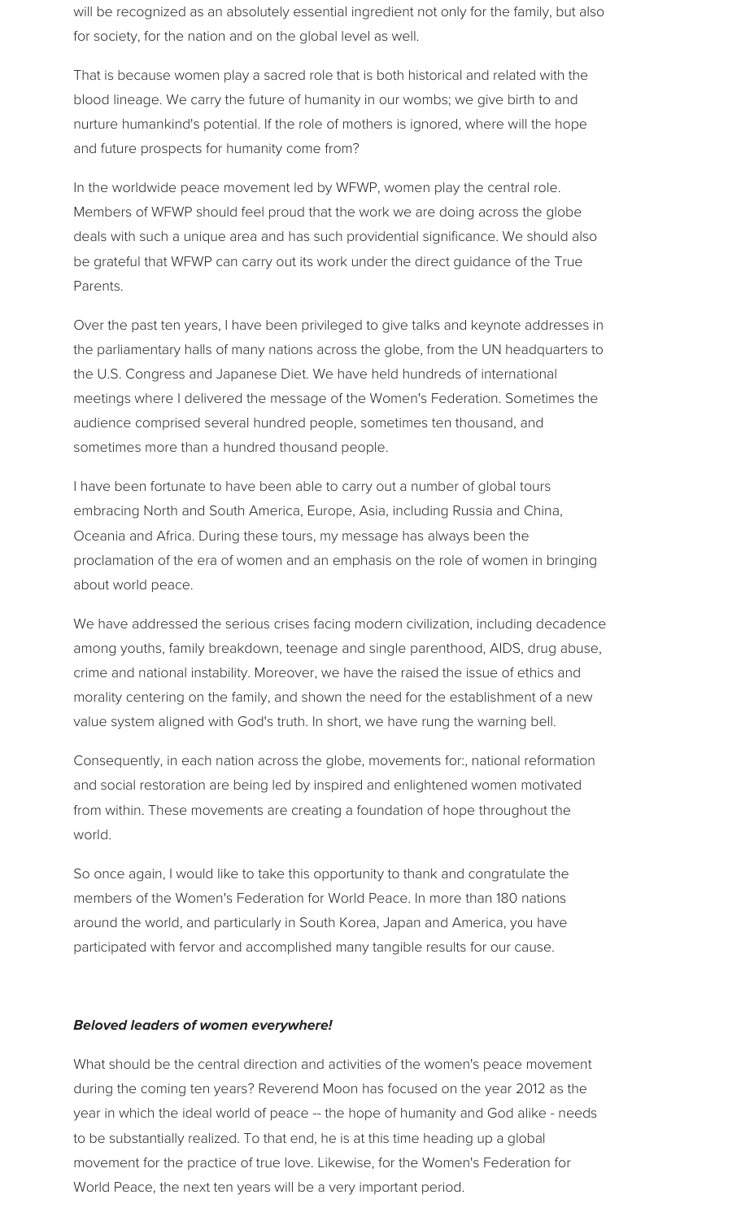will be recognized as an absolutely essential ingredient not only for the family, but also for society, for the nation and on the global level as well.

That is because women play a sacred role that is both historical and related with the blood lineage. We carry the future of humanity in our wombs; we give birth to and nurture humankind's potential. If the role of mothers is ignored, where will the hope and future prospects for humanity come from?

In the worldwide peace movement led by WFWP, women play the central role. Members of WFWP should feel proud that the work we are doing across the globe deals with such a unique area and has such providential significance. We should also be grateful that WFWP can carry out its work under the direct guidance of the True Parents.

Over the past ten years, I have been privileged to give talks and keynote addresses in the parliamentary halls of many nations across the globe, from the UN headquarters to the U.S. Congress and Japanese Diet. We have held hundreds of international meetings where I delivered the message of the Women's Federation. Sometimes the audience comprised several hundred people, sometimes ten thousand, and sometimes more than a hundred thousand people.

I have been fortunate to have been able to carry out a number of global tours embracing North and South America, Europe, Asia, including Russia and China, Oceania and Africa. During these tours, my message has always been the proclamation of the era of women and an emphasis on the role of women in bringing about world peace.

We have addressed the serious crises facing modern civilization, including decadence among youths, family breakdown, teenage and single parenthood, AIDS, drug abuse, crime and national instability. Moreover, we have the raised the issue of ethics and morality centering on the family, and shown the need for the establishment of a new value system aligned with God's truth. In short, we have rung the warning bell.

Consequently, in each nation across the globe, movements for:, national reformation and social restoration are being led by inspired and enlightened women motivated from within. These movements are creating a foundation of hope throughout the world.

So once again, I would like to take this opportunity to thank and congratulate the members of the Women's Federation for World Peace. In more than 180 nations around the world, and particularly in South Korea, Japan and America, you have participated with fervor and accomplished many tangible results for our cause.

***Beloved leaders of women everywhere!***

What should be the central direction and activities of the women's peace movement during the coming ten years? Reverend Moon has focused on the year 2012 as the year in which the ideal world of peace -- the hope of humanity and God alike - needs to be substantially realized. To that end, he is at this time heading up a global movement for the practice of true love. Likewise, for the Women's Federation for World Peace, the next ten years will be a very important period.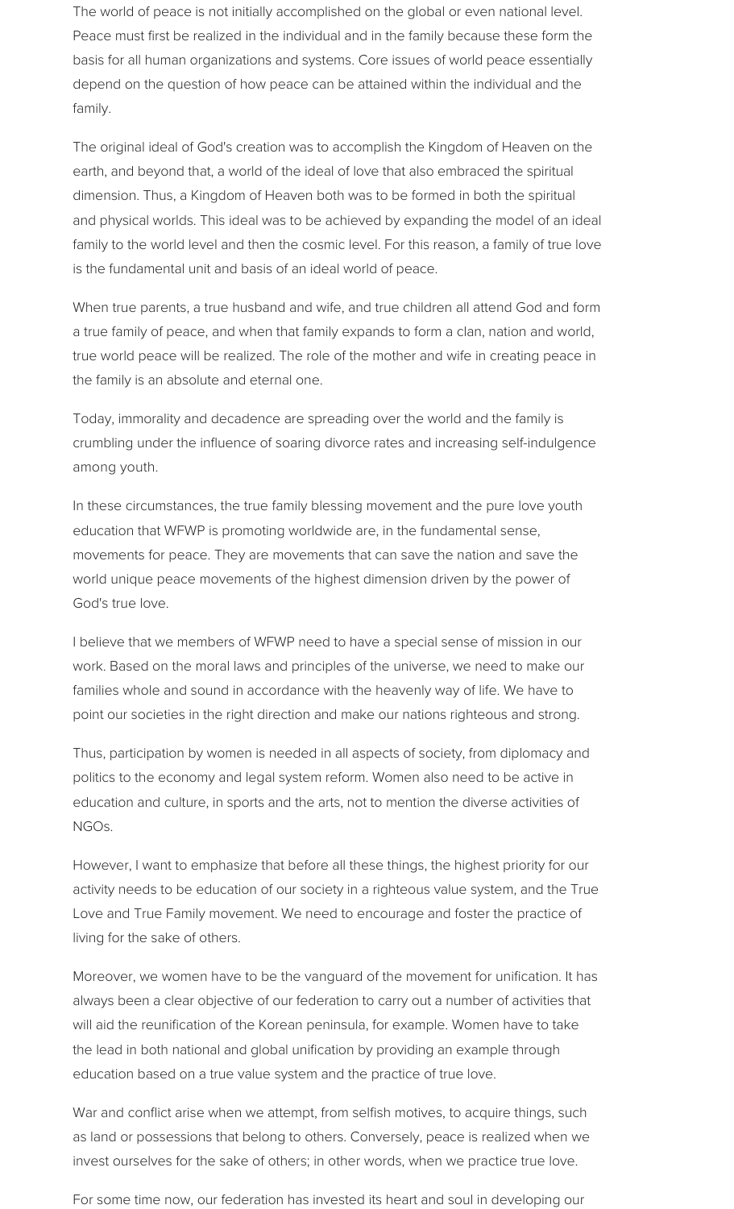The world of peace is not initially accomplished on the global or even national level. Peace must first be realized in the individual and in the family because these form the basis for all human organizations and systems. Core issues of world peace essentially depend on the question of how peace can be attained within the individual and the family.

The original ideal of God's creation was to accomplish the Kingdom of Heaven on the earth, and beyond that, a world of the ideal of love that also embraced the spiritual dimension. Thus, a Kingdom of Heaven both was to be formed in both the spiritual and physical worlds. This ideal was to be achieved by expanding the model of an ideal family to the world level and then the cosmic level. For this reason, a family of true love is the fundamental unit and basis of an ideal world of peace.

When true parents, a true husband and wife, and true children all attend God and form a true family of peace, and when that family expands to form a clan, nation and world, true world peace will be realized. The role of the mother and wife in creating peace in the family is an absolute and eternal one.

Today, immorality and decadence are spreading over the world and the family is crumbling under the influence of soaring divorce rates and increasing self-indulgence among youth.

In these circumstances, the true family blessing movement and the pure love youth education that WFWP is promoting worldwide are, in the fundamental sense, movements for peace. They are movements that can save the nation and save the world unique peace movements of the highest dimension driven by the power of God's true love.

I believe that we members of WFWP need to have a special sense of mission in our work. Based on the moral laws and principles of the universe, we need to make our families whole and sound in accordance with the heavenly way of life. We have to point our societies in the right direction and make our nations righteous and strong.

Thus, participation by women is needed in all aspects of society, from diplomacy and politics to the economy and legal system reform. Women also need to be active in education and culture, in sports and the arts, not to mention the diverse activities of NGOs.

However, I want to emphasize that before all these things, the highest priority for our activity needs to be education of our society in a righteous value system, and the True Love and True Family movement. We need to encourage and foster the practice of living for the sake of others.

Moreover, we women have to be the vanguard of the movement for unification. It has always been a clear objective of our federation to carry out a number of activities that will aid the reunification of the Korean peninsula, for example. Women have to take the lead in both national and global unification by providing an example through education based on a true value system and the practice of true love.

War and conflict arise when we attempt, from selfish motives, to acquire things, such as land or possessions that belong to others. Conversely, peace is realized when we invest ourselves for the sake of others; in other words, when we practice true love.

For some time now, our federation has invested its heart and soul in developing our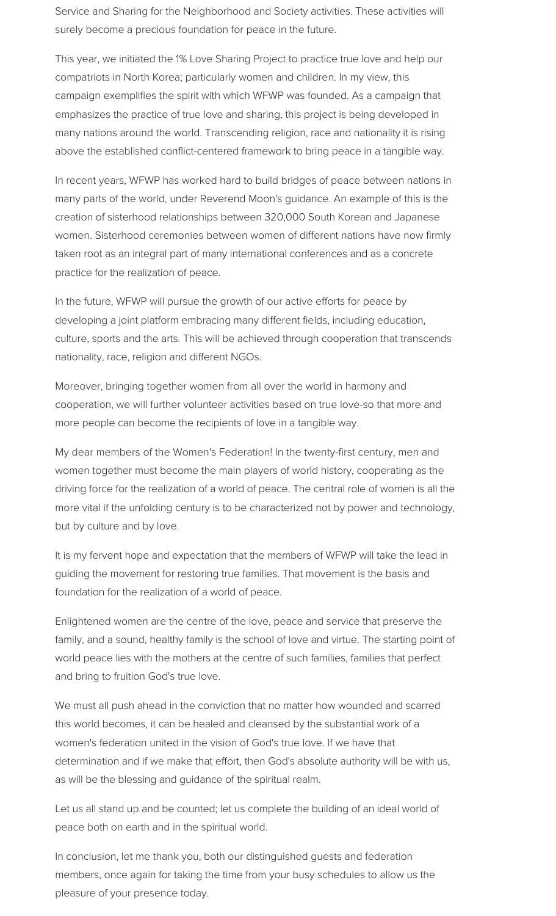Service and Sharing for the Neighborhood and Society activities. These activities will surely become a precious foundation for peace in the future.

This year, we initiated the 1% Love Sharing Project to practice true love and help our compatriots in North Korea; particularly women and children. In my view, this campaign exemplifies the spirit with which WFWP was founded. As a campaign that emphasizes the practice of true love and sharing, this project is being developed in many nations around the world. Transcending religion, race and nationality it is rising above the established conflict-centered framework to bring peace in a tangible way.

In recent years, WFWP has worked hard to build bridges of peace between nations in many parts of the world, under Reverend Moon's guidance. An example of this is the creation of sisterhood relationships between 320,000 South Korean and Japanese women. Sisterhood ceremonies between women of different nations have now firmly taken root as an integral part of many international conferences and as a concrete practice for the realization of peace.

In the future, WFWP will pursue the growth of our active efforts for peace by developing a joint platform embracing many different fields, including education, culture, sports and the arts. This will be achieved through cooperation that transcends nationality, race, religion and different NGOs.

Moreover, bringing together women from all over the world in harmony and cooperation, we will further volunteer activities based on true love-so that more and more people can become the recipients of love in a tangible way.

My dear members of the Women's Federation! In the twenty-first century, men and women together must become the main players of world history, cooperating as the driving force for the realization of a world of peace. The central role of women is all the more vital if the unfolding century is to be characterized not by power and technology, but by culture and by love.

It is my fervent hope and expectation that the members of WFWP will take the lead in guiding the movement for restoring true families. That movement is the basis and foundation for the realization of a world of peace.

Enlightened women are the centre of the love, peace and service that preserve the family, and a sound, healthy family is the school of love and virtue. The starting point of world peace lies with the mothers at the centre of such families, families that perfect and bring to fruition God's true love.

We must all push ahead in the conviction that no matter how wounded and scarred this world becomes, it can be healed and cleansed by the substantial work of a women's federation united in the vision of God's true love. If we have that determination and if we make that effort, then God's absolute authority will be with us, as will be the blessing and guidance of the spiritual realm.

Let us all stand up and be counted; let us complete the building of an ideal world of peace both on earth and in the spiritual world.

In conclusion, let me thank you, both our distinguished guests and federation members, once again for taking the time from your busy schedules to allow us the pleasure of your presence today.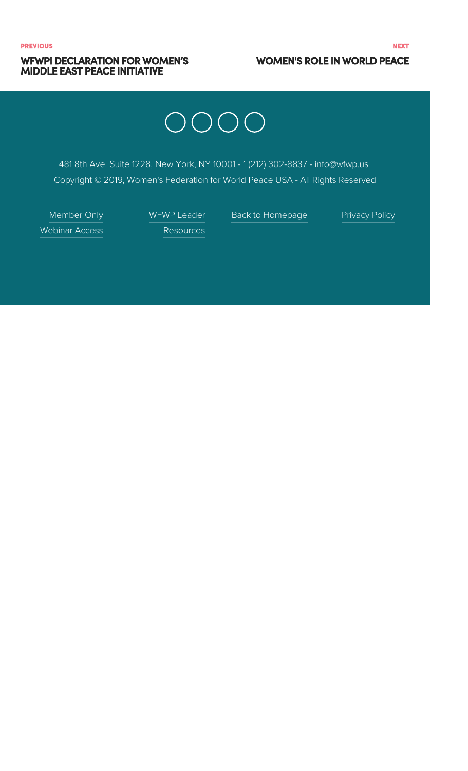**PREVIOUS**

**WFWPI DECLARATION FOR WOMEN'S MIDDLE EAST PEACE INITIATIVE**

**NEXT**

**WOMEN'S ROLE IN WORLD PEACE**

481 8th Ave. Suite 1228, New York, NY 10001 - 1 (212) 302-8837 - info@wfwp.us

Copyright © 2019, Women's Federation for World Peace USA - All Rights Reserved

Member Only Webinar Access

WFWP Leader Resources

Back to Homepage

Privacy Policy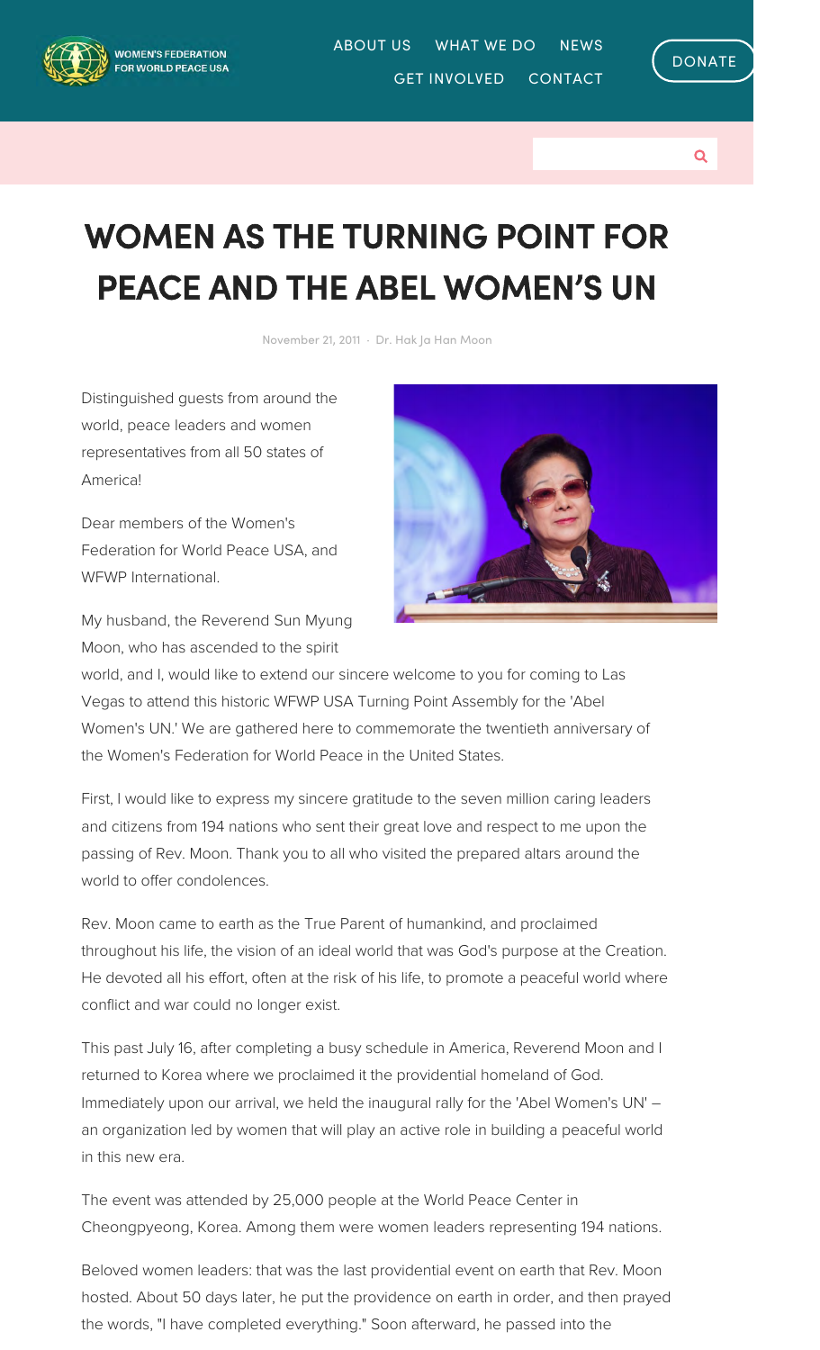# WOMEN AS THE TURNING POINT FOR PEACE AND THE ABEL WOMEN'S UN

November 21, 2011 · Dr. Hak Ja Han Moon

Distinguished guests from around the world, peace leaders and women representatives from all 50 states of America!

Dear members of the Women's Federation for World Peace USA, and WFWP International.

My husband, the Reverend Sun Myung Moon, who has ascended to the spirit world, and I, would like to extend our sincere welcome to you for coming to Las Vegas to attend this historic WFWP USA Turning Point Assembly for the 'Abel Women's UN.' We are gathered here to commemorate the twentieth anniversary of the Women's Federation for World Peace in the United States.

First, I would like to express my sincere gratitude to the seven million caring leaders and citizens from 194 nations who sent their great love and respect to me upon the passing of Rev. Moon. Thank you to all who visited the prepared altars around the world to offer condolences.

Rev. Moon came to earth as the True Parent of humankind, and proclaimed throughout his life, the vision of an ideal world that was God's purpose at the Creation. He devoted all his effort, often at the risk of his life, to promote a peaceful world where conflict and war could no longer exist.

This past July 16, after completing a busy schedule in America, Reverend Moon and I returned to Korea where we proclaimed it the providential homeland of God. Immediately upon our arrival, we held the inaugural rally for the 'Abel Women's UN' – an organization led by women that will play an active role in building a peaceful world in this new era.

The event was attended by 25,000 people at the World Peace Center in Cheongpyeong, Korea. Among them were women leaders representing 194 nations.

Beloved women leaders: that was the last providential event on earth that Rev. Moon hosted. About 50 days later, he put the providence on earth in order, and then prayed the words, "I have completed everything." Soon afterward, he passed into the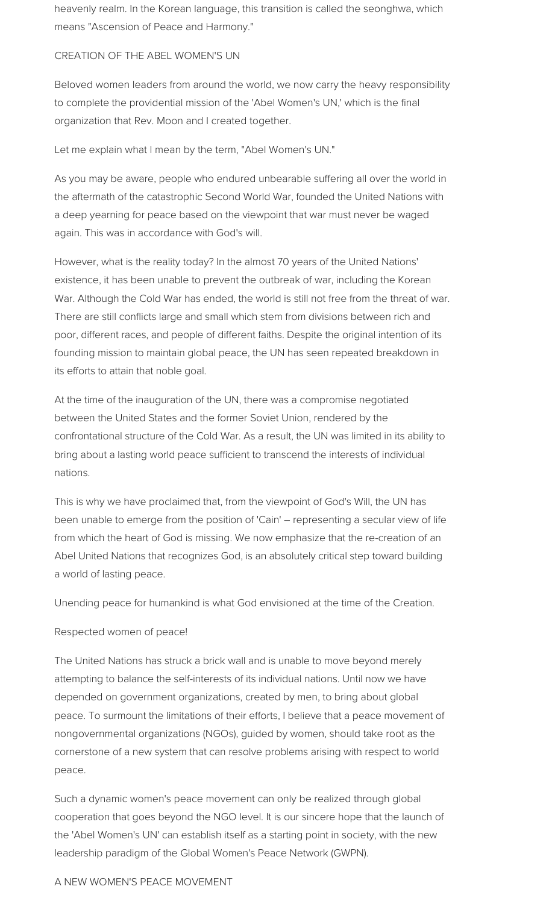heavenly realm. In the Korean language, this transition is called the seonghwa, which means "Ascension of Peace and Harmony."

## CREATION OF THE ABEL WOMEN'S UN

Beloved women leaders from around the world, we now carry the heavy responsibility to complete the providential mission of the 'Abel Women's UN,' which is the final organization that Rev. Moon and I created together.

Let me explain what I mean by the term, "Abel Women's UN."

As you may be aware, people who endured unbearable suffering all over the world in the aftermath of the catastrophic Second World War, founded the United Nations with a deep yearning for peace based on the viewpoint that war must never be waged again. This was in accordance with God's will.

However, what is the reality today? In the almost 70 years of the United Nations' existence, it has been unable to prevent the outbreak of war, including the Korean War. Although the Cold War has ended, the world is still not free from the threat of war. There are still conflicts large and small which stem from divisions between rich and poor, different races, and people of different faiths. Despite the original intention of its founding mission to maintain global peace, the UN has seen repeated breakdown in its efforts to attain that noble goal.

At the time of the inauguration of the UN, there was a compromise negotiated between the United States and the former Soviet Union, rendered by the confrontational structure of the Cold War. As a result, the UN was limited in its ability to bring about a lasting world peace sufficient to transcend the interests of individual nations.

This is why we have proclaimed that, from the viewpoint of God's Will, the UN has been unable to emerge from the position of 'Cain' – representing a secular view of life from which the heart of God is missing. We now emphasize that the re-creation of an Abel United Nations that recognizes God, is an absolutely critical step toward building a world of lasting peace.

Unending peace for humankind is what God envisioned at the time of the Creation.

Respected women of peace!

The United Nations has struck a brick wall and is unable to move beyond merely attempting to balance the self-interests of its individual nations. Until now we have depended on government organizations, created by men, to bring about global peace. To surmount the limitations of their efforts, I believe that a peace movement of nongovernmental organizations (NGOs), guided by women, should take root as the cornerstone of a new system that can resolve problems arising with respect to world peace.

Such a dynamic women's peace movement can only be realized through global cooperation that goes beyond the NGO level. It is our sincere hope that the launch of the 'Abel Women's UN' can establish itself as a starting point in society, with the new leadership paradigm of the Global Women's Peace Network (GWPN).

## A NEW WOMEN'S PEACE MOVEMENT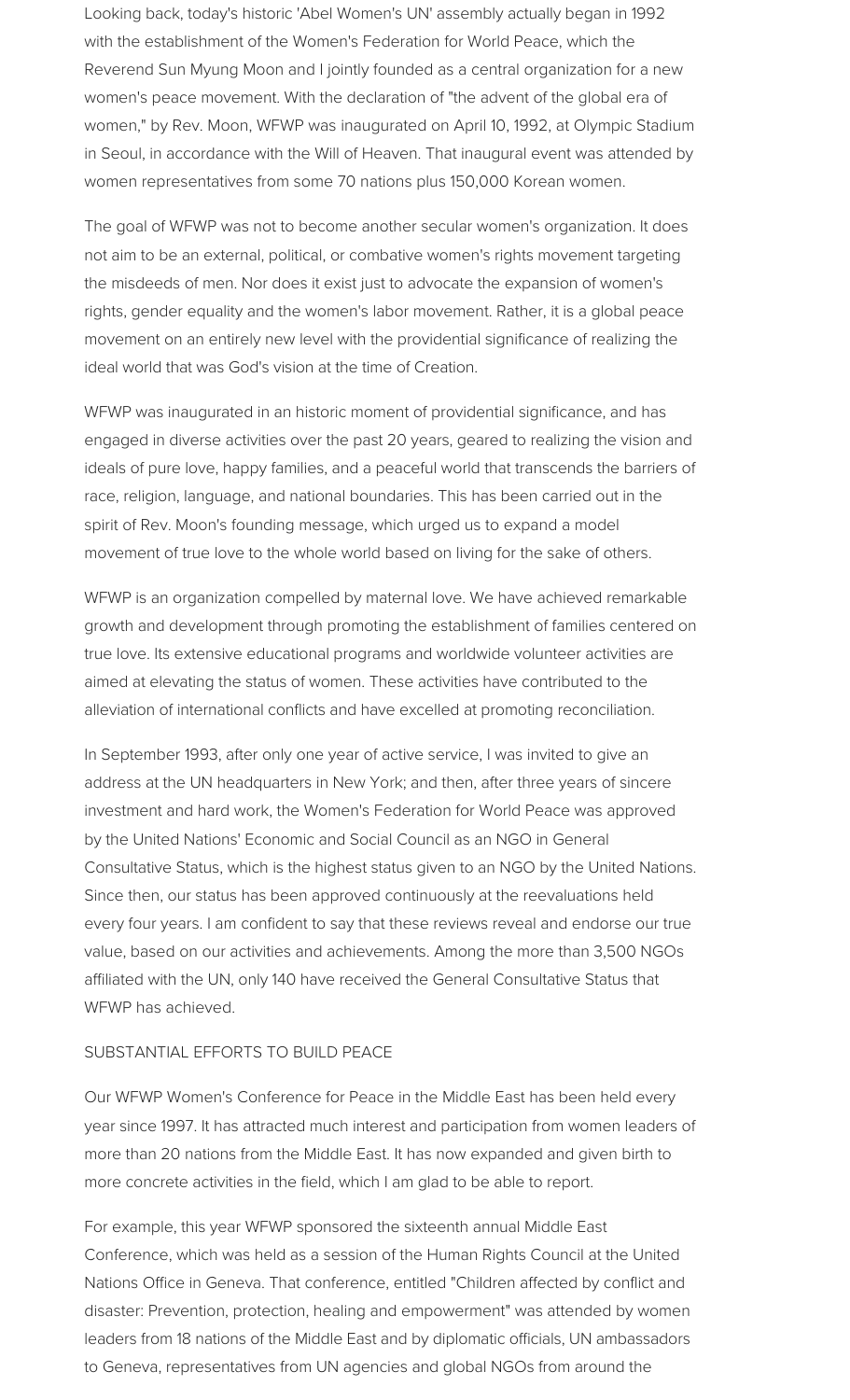Looking back, today's historic 'Abel Women's UN' assembly actually began in 1992 with the establishment of the Women's Federation for World Peace, which the Reverend Sun Myung Moon and I jointly founded as a central organization for a new women's peace movement. With the declaration of "the advent of the global era of women," by Rev. Moon, WFWP was inaugurated on April 10, 1992, at Olympic Stadium in Seoul, in accordance with the Will of Heaven. That inaugural event was attended by women representatives from some 70 nations plus 150,000 Korean women.

The goal of WFWP was not to become another secular women's organization. It does not aim to be an external, political, or combative women's rights movement targeting the misdeeds of men. Nor does it exist just to advocate the expansion of women's rights, gender equality and the women's labor movement. Rather, it is a global peace movement on an entirely new level with the providential significance of realizing the ideal world that was God's vision at the time of Creation.

WFWP was inaugurated in an historic moment of providential significance, and has engaged in diverse activities over the past 20 years, geared to realizing the vision and ideals of pure love, happy families, and a peaceful world that transcends the barriers of race, religion, language, and national boundaries. This has been carried out in the spirit of Rev. Moon's founding message, which urged us to expand a model movement of true love to the whole world based on living for the sake of others.

WFWP is an organization compelled by maternal love. We have achieved remarkable growth and development through promoting the establishment of families centered on true love. Its extensive educational programs and worldwide volunteer activities are aimed at elevating the status of women. These activities have contributed to the alleviation of international conflicts and have excelled at promoting reconciliation.

In September 1993, after only one year of active service, I was invited to give an address at the UN headquarters in New York; and then, after three years of sincere investment and hard work, the Women's Federation for World Peace was approved by the United Nations' Economic and Social Council as an NGO in General Consultative Status, which is the highest status given to an NGO by the United Nations. Since then, our status has been approved continuously at the reevaluations held every four years. I am confident to say that these reviews reveal and endorse our true value, based on our activities and achievements. Among the more than 3,500 NGOs affiliated with the UN, only 140 have received the General Consultative Status that WFWP has achieved.

## SUBSTANTIAL EFFORTS TO BUILD PEACE

Our WFWP Women's Conference for Peace in the Middle East has been held every year since 1997. It has attracted much interest and participation from women leaders of more than 20 nations from the Middle East. It has now expanded and given birth to more concrete activities in the field, which I am glad to be able to report.

For example, this year WFWP sponsored the sixteenth annual Middle East Conference, which was held as a session of the Human Rights Council at the United Nations Office in Geneva. That conference, entitled "Children affected by conflict and disaster: Prevention, protection, healing and empowerment" was attended by women leaders from 18 nations of the Middle East and by diplomatic officials, UN ambassadors to Geneva, representatives from UN agencies and global NGOs from around the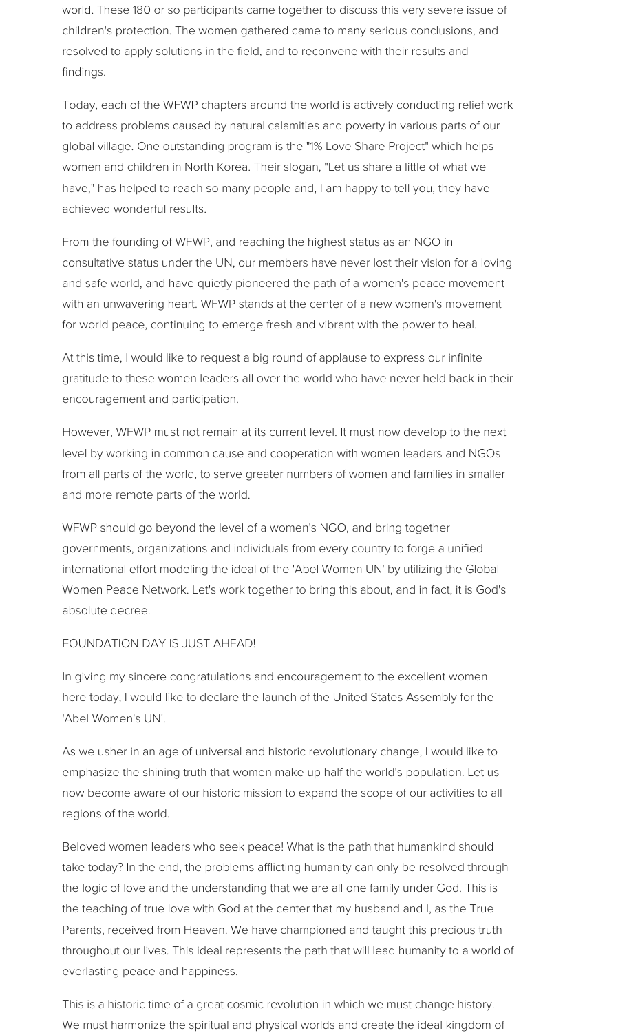world. These 180 or so participants came together to discuss this very severe issue of children's protection. The women gathered came to many serious conclusions, and resolved to apply solutions in the field, and to reconvene with their results and findings.

Today, each of the WFWP chapters around the world is actively conducting relief work to address problems caused by natural calamities and poverty in various parts of our global village. One outstanding program is the "1% Love Share Project" which helps women and children in North Korea. Their slogan, "Let us share a little of what we have," has helped to reach so many people and, I am happy to tell you, they have achieved wonderful results.

From the founding of WFWP, and reaching the highest status as an NGO in consultative status under the UN, our members have never lost their vision for a loving and safe world, and have quietly pioneered the path of a women's peace movement with an unwavering heart. WFWP stands at the center of a new women's movement for world peace, continuing to emerge fresh and vibrant with the power to heal.

At this time, I would like to request a big round of applause to express our infinite gratitude to these women leaders all over the world who have never held back in their encouragement and participation.

However, WFWP must not remain at its current level. It must now develop to the next level by working in common cause and cooperation with women leaders and NGOs from all parts of the world, to serve greater numbers of women and families in smaller and more remote parts of the world.

WFWP should go beyond the level of a women's NGO, and bring together governments, organizations and individuals from every country to forge a unified international effort modeling the ideal of the 'Abel Women UN' by utilizing the Global Women Peace Network. Let's work together to bring this about, and in fact, it is God's absolute decree.

FOUNDATION DAY IS JUST AHEAD!

In giving my sincere congratulations and encouragement to the excellent women here today, I would like to declare the launch of the United States Assembly for the 'Abel Women's UN'.

As we usher in an age of universal and historic revolutionary change, I would like to emphasize the shining truth that women make up half the world's population. Let us now become aware of our historic mission to expand the scope of our activities to all regions of the world.

Beloved women leaders who seek peace! What is the path that humankind should take today? In the end, the problems afflicting humanity can only be resolved through the logic of love and the understanding that we are all one family under God. This is the teaching of true love with God at the center that my husband and I, as the True Parents, received from Heaven. We have championed and taught this precious truth throughout our lives. This ideal represents the path that will lead humanity to a world of everlasting peace and happiness.

This is a historic time of a great cosmic revolution in which we must change history. We must harmonize the spiritual and physical worlds and create the ideal kingdom of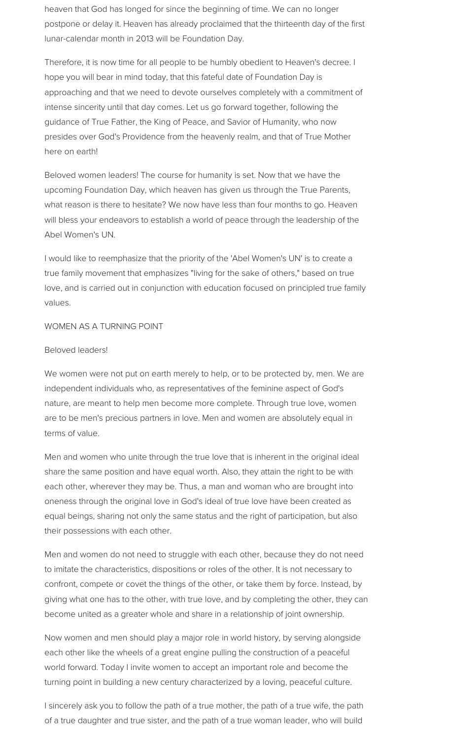heaven that God has longed for since the beginning of time. We can no longer postpone or delay it. Heaven has already proclaimed that the thirteenth day of the first lunar-calendar month in 2013 will be Foundation Day.

Therefore, it is now time for all people to be humbly obedient to Heaven's decree. I hope you will bear in mind today, that this fateful date of Foundation Day is approaching and that we need to devote ourselves completely with a commitment of intense sincerity until that day comes. Let us go forward together, following the guidance of True Father, the King of Peace, and Savior of Humanity, who now presides over God's Providence from the heavenly realm, and that of True Mother here on earth!

Beloved women leaders! The course for humanity is set. Now that we have the upcoming Foundation Day, which heaven has given us through the True Parents, what reason is there to hesitate? We now have less than four months to go. Heaven will bless your endeavors to establish a world of peace through the leadership of the Abel Women's UN.

I would like to reemphasize that the priority of the 'Abel Women's UN' is to create a true family movement that emphasizes "living for the sake of others," based on true love, and is carried out in conjunction with education focused on principled true family values.

## WOMEN AS A TURNING POINT

Beloved leaders!

We women were not put on earth merely to help, or to be protected by, men. We are independent individuals who, as representatives of the feminine aspect of God's nature, are meant to help men become more complete. Through true love, women are to be men's precious partners in love. Men and women are absolutely equal in terms of value.

Men and women who unite through the true love that is inherent in the original ideal share the same position and have equal worth. Also, they attain the right to be with each other, wherever they may be. Thus, a man and woman who are brought into oneness through the original love in God's ideal of true love have been created as equal beings, sharing not only the same status and the right of participation, but also their possessions with each other.

Men and women do not need to struggle with each other, because they do not need to imitate the characteristics, dispositions or roles of the other. It is not necessary to confront, compete or covet the things of the other, or take them by force. Instead, by giving what one has to the other, with true love, and by completing the other, they can become united as a greater whole and share in a relationship of joint ownership.

Now women and men should play a major role in world history, by serving alongside each other like the wheels of a great engine pulling the construction of a peaceful world forward. Today I invite women to accept an important role and become the turning point in building a new century characterized by a loving, peaceful culture.

I sincerely ask you to follow the path of a true mother, the path of a true wife, the path of a true daughter and true sister, and the path of a true woman leader, who will build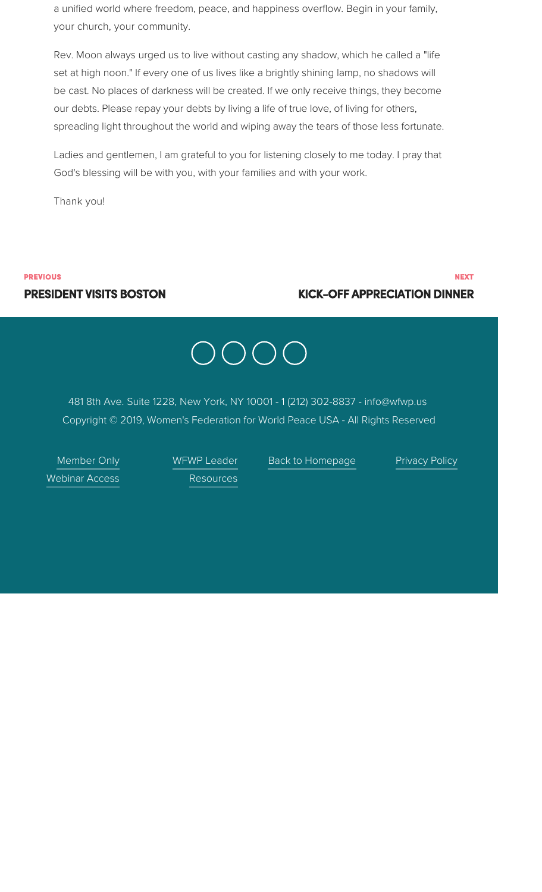a unified world where freedom, peace, and happiness overflow. Begin in your family, your church, your community.

Rev. Moon always urged us to live without casting any shadow, which he called a "life set at high noon." If every one of us lives like a brightly shining lamp, no shadows will be cast. No places of darkness will be created. If we only receive things, they become our debts. Please repay your debts by living a life of true love, of living for others, spreading light throughout the world and wiping away the tears of those less fortunate.

Ladies and gentlemen, I am grateful to you for listening closely to me today. I pray that God's blessing will be with you, with your families and with your work.

Thank you!

PREVIOUS

**PRESIDENT VISITS BOSTON**

NEXT

**KICK-OFF APPRECIATION DINNER**

481 8th Ave. Suite 1228, New York, NY 10001 - 1 (212) 302-8837 - info@wfwp.us
Copyright © 2019, Women's Federation for World Peace USA - All Rights Reserved

Member Only Webinar Access

WFWP Leader Resources

Back to Homepage

Privacy Policy